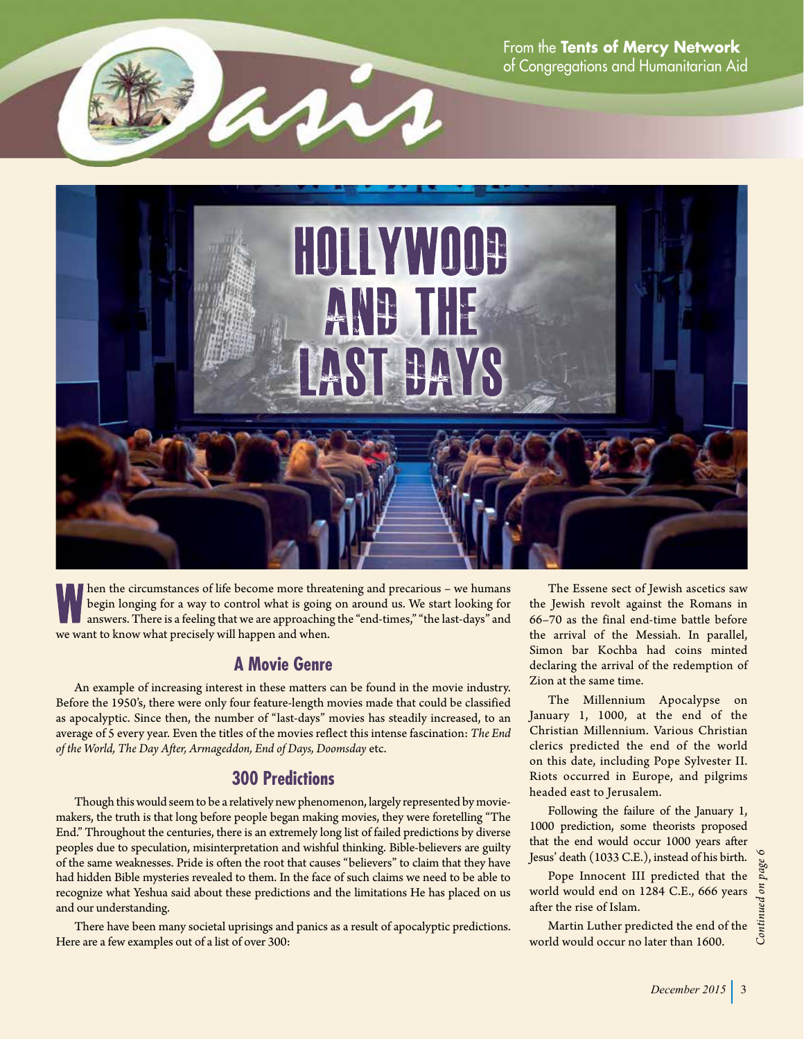From the **Tents of Mercy Network** of Congregations and Humanitarian Aid

# Hollywood and the Last Days

When the circumstances of life become more threatening and precarious – we humans begin longing for a way to control what is going on around us. We start looking for answers. There is a feeling that we are approaching the "end-times," "the last-days" and we want to know what precisely will happen and when.

## A Movie Genre

An example of increasing interest in these matters can be found in the movie industry. Before the 1950's, there were only four feature-length movies made that could be classified as apocalyptic. Since then, the number of "last-days" movies has steadily increased, to an average of 5 every year. Even the titles of the movies reflect this intense fascination: *The End of the World, The Day After, Armageddon, End of Days, Doomsday* etc.

## 300 Predictions

Though this would seem to be a relatively new phenomenon, largely represented by movie-makers, the truth is that long before people began making movies, they were foretelling "The End." Throughout the centuries, there is an extremely long list of failed predictions by diverse peoples due to speculation, misinterpretation and wishful thinking. Bible-believers are guilty of the same weaknesses. Pride is often the root that causes "believers" to claim that they have had hidden Bible mysteries revealed to them. In the face of such claims we need to be able to recognize what Yeshua said about these predictions and the limitations He has placed on us and our understanding.

There have been many societal uprisings and panics as a result of apocalyptic predictions. Here are a few examples out of a list of over 300:

The Essene sect of Jewish ascetics saw the Jewish revolt against the Romans in 66–70 as the final end-time battle before the arrival of the Messiah. In parallel, Simon bar Kochba had coins minted declaring the arrival of the redemption of Zion at the same time.

The Millennium Apocalypse on January 1, 1000, at the end of the Christian Millennium. Various Christian clerics predicted the end of the world on this date, including Pope Sylvester II. Riots occurred in Europe, and pilgrims headed east to Jerusalem.

Following the failure of the January 1, 1000 prediction, some theorists proposed that the end would occur 1000 years after Jesus' death (1033 C.E.), instead of his birth.

Pope Innocent III predicted that the world would end on 1284 C.E., 666 years after the rise of Islam.

Martin Luther predicted the end of the world would occur no later than 1600.

*Continued on page 6*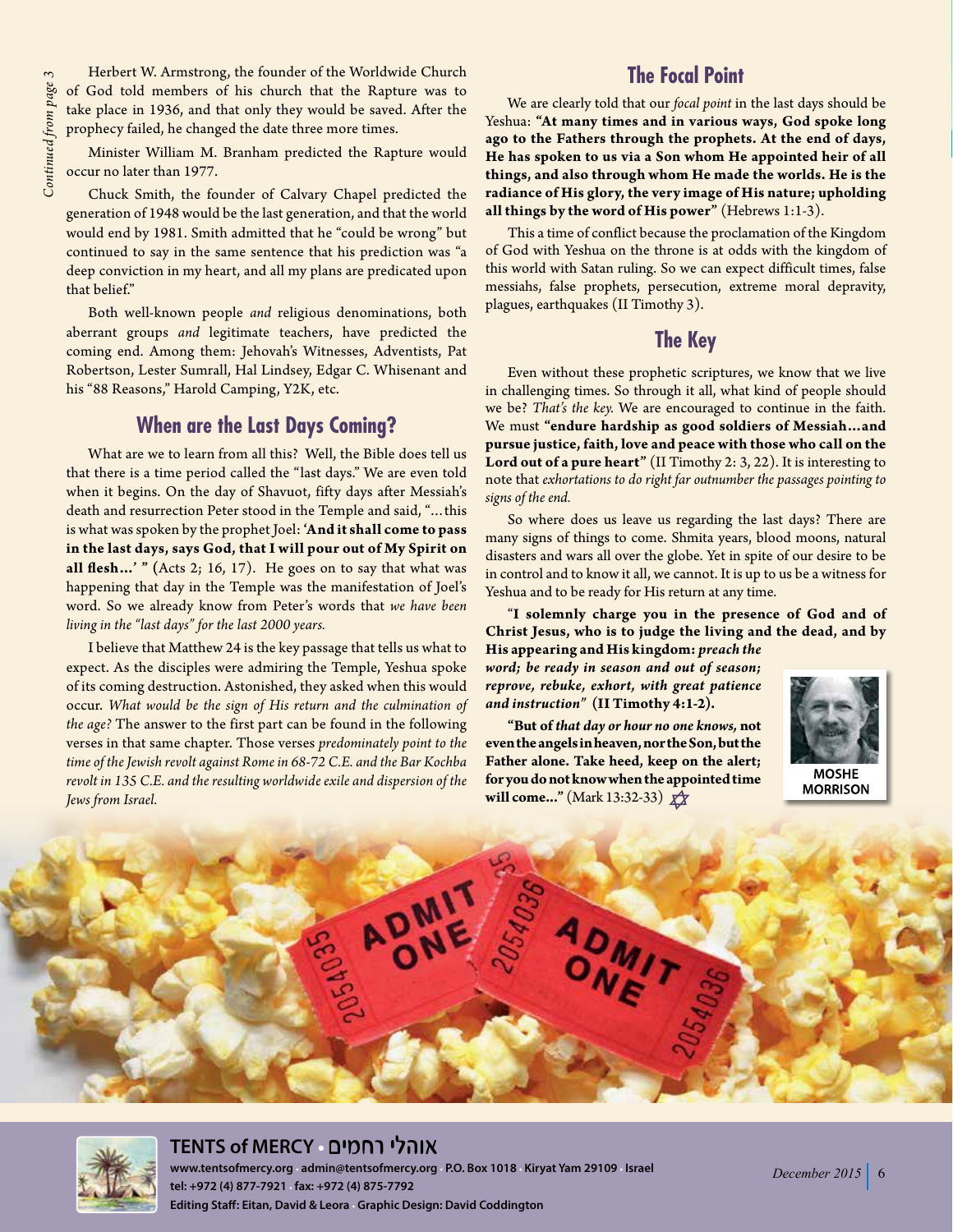*Continued from page 3*

Herbert W. Armstrong, the founder of the Worldwide Church of God told members of his church that the Rapture was to take place in 1936, and that only they would be saved. After the prophecy failed, he changed the date three more times.

Minister William M. Branham predicted the Rapture would occur no later than 1977.

Chuck Smith, the founder of Calvary Chapel predicted the generation of 1948 would be the last generation, and that the world would end by 1981. Smith admitted that he "could be wrong" but continued to say in the same sentence that his prediction was "a deep conviction in my heart, and all my plans are predicated upon that belief."

Both well-known people *and* religious denominations, both aberrant groups *and* legitimate teachers, have predicted the coming end. Among them: Jehovah's Witnesses, Adventists, Pat Robertson, Lester Sumrall, Hal Lindsey, Edgar C. Whisenant and his "88 Reasons," Harold Camping, Y2K, etc.

## When are the Last Days Coming?

What are we to learn from all this? Well, the Bible does tell us that there is a time period called the "last days." We are even told when it begins. On the day of Shavuot, fifty days after Messiah's death and resurrection Peter stood in the Temple and said, "…this is what was spoken by the prophet Joel: **'And it shall come to pass in the last days, says God, that I will pour out of My Spirit on all flesh…' "** (Acts 2; 16, 17). He goes on to say that what was happening that day in the Temple was the manifestation of Joel's word. So we already know from Peter's words that *we have been living in the "last days" for the last 2000 years.*

I believe that Matthew 24 is the key passage that tells us what to expect. As the disciples were admiring the Temple, Yeshua spoke of its coming destruction. Astonished, they asked when this would occur. *What would be the sign of His return and the culmination of the age?* The answer to the first part can be found in the following verses in that same chapter. Those verses *predominately point to the time of the Jewish revolt against Rome in 68-72 C.E. and the Bar Kochba revolt in 135 C.E. and the resulting worldwide exile and dispersion of the Jews from Israel.*

## The Focal Point

We are clearly told that our *focal point* in the last days should be Yeshua: **"At many times and in various ways, God spoke long ago to the Fathers through the prophets. At the end of days, He has spoken to us via a Son whom He appointed heir of all things, and also through whom He made the worlds. He is the radiance of His glory, the very image of His nature; upholding all things by the word of His power"** (Hebrews 1:1-3).

This a time of conflict because the proclamation of the Kingdom of God with Yeshua on the throne is at odds with the kingdom of this world with Satan ruling. So we can expect difficult times, false messiahs, false prophets, persecution, extreme moral depravity, plagues, earthquakes (II Timothy 3).

## The Key

Even without these prophetic scriptures, we know that we live in challenging times. So through it all, what kind of people should we be? *That's the key.* We are encouraged to continue in the faith. We must **"endure hardship as good soldiers of Messiah…and pursue justice, faith, love and peace with those who call on the Lord out of a pure heart"** (II Timothy 2: 3, 22). It is interesting to note that *exhortations to do right far outnumber the passages pointing to signs of the end.*

So where does us leave us regarding the last days? There are many signs of things to come. Shmita years, blood moons, natural disasters and wars all over the globe. Yet in spite of our desire to be in control and to know it all, we cannot. It is up to us be a witness for Yeshua and to be ready for His return at any time.

**"I solemnly charge you in the presence of God and of Christ Jesus, who is to judge the living and the dead, and by His appearing and His kingdom:** ***preach the word; be ready in season and out of season; reprove, rebuke, exhort, with great patience and instruction"*** **(II Timothy 4:1-2).**

**"But of** ***that day or hour no one knows,*** **not even the angels in heaven, nor the Son, but the Father alone. Take heed, keep on the alert; for you do not know when the appointed time will come…"** (Mark 13:32-33)

MOSHE MORRISON

**TENTS of MERCY • אוהלי רחמים**

www.tentsofmercy.org · admin@tentsofmercy.org · P.O. Box 1018 · Kiryat Yam 29109 · Israel
tel: +972 (4) 877-7921 · fax: +972 (4) 875-7792
Editing Staff: Eitan, David & Leora · Graphic Design: David Coddington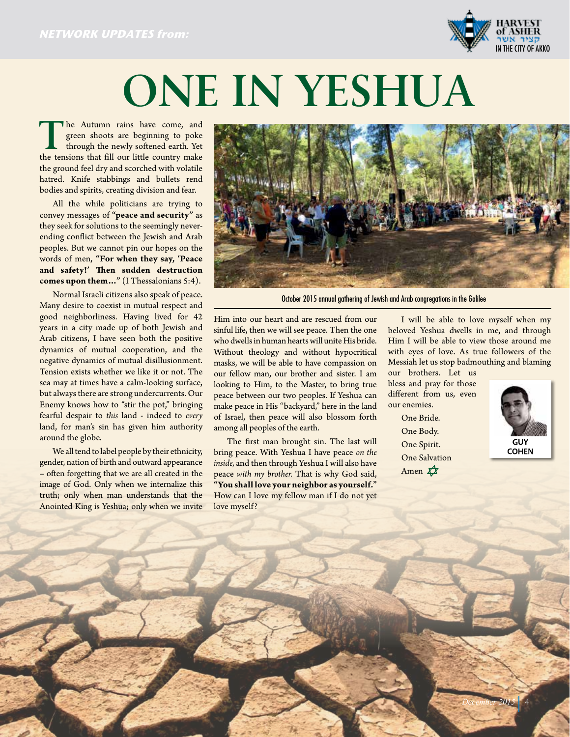NETWORK UPDATES from: HARVEST of ASHER קציר אשר IN THE CITY OF AKKO

# ONE IN YESHUA

The Autumn rains have come, and green shoots are beginning to poke through the newly softened earth. Yet the tensions that fill our little country make the ground feel dry and scorched with volatile hatred. Knife stabbings and bullets rend bodies and spirits, creating division and fear.

All the while politicians are trying to convey messages of **"peace and security"** as they seek for solutions to the seemingly never-ending conflict between the Jewish and Arab peoples. But we cannot pin our hopes on the words of men, **"For when they say, 'Peace and safety!' Then sudden destruction comes upon them…"** (I Thessalonians 5:4).

Normal Israeli citizens also speak of peace. Many desire to coexist in mutual respect and good neighborliness. Having lived for 42 years in a city made up of both Jewish and Arab citizens, I have seen both the positive dynamics of mutual cooperation, and the negative dynamics of mutual disillusionment. Tension exists whether we like it or not. The sea may at times have a calm-looking surface, but always there are strong undercurrents. Our Enemy knows how to "stir the pot," bringing fearful despair to *this* land - indeed to *every* land, for man's sin has given him authority around the globe.

We all tend to label people by their ethnicity, gender, nation of birth and outward appearance – often forgetting that we are all created in the image of God. Only when we internalize this truth; only when man understands that the Anointed King is Yeshua; only when we invite Him into our heart and are rescued from our sinful life, then we will see peace. Then the one who dwells in human hearts will unite His bride. Without theology and without hypocritical masks, we will be able to have compassion on our fellow man, our brother and sister. I am looking to Him, to the Master, to bring true peace between our two peoples. If Yeshua can make peace in His "backyard," here in the land of Israel, then peace will also blossom forth among all peoples of the earth.

October 2015 annual gathering of Jewish and Arab congregations in the Galilee

The first man brought sin. The last will bring peace. With Yeshua I have peace *on the inside,* and then through Yeshua I will also have peace *with my brother.* That is why God said, **"You shall love your neighbor as yourself."** How can I love my fellow man if I do not yet love myself?

I will be able to love myself when my beloved Yeshua dwells in me, and through Him I will be able to view those around me with eyes of love. As true followers of the Messiah let us stop badmouthing and blaming our brothers. Let us bless and pray for those different from us, even our enemies.

One Bride.
One Body.
One Spirit.
One Salvation
Amen

GUY COHEN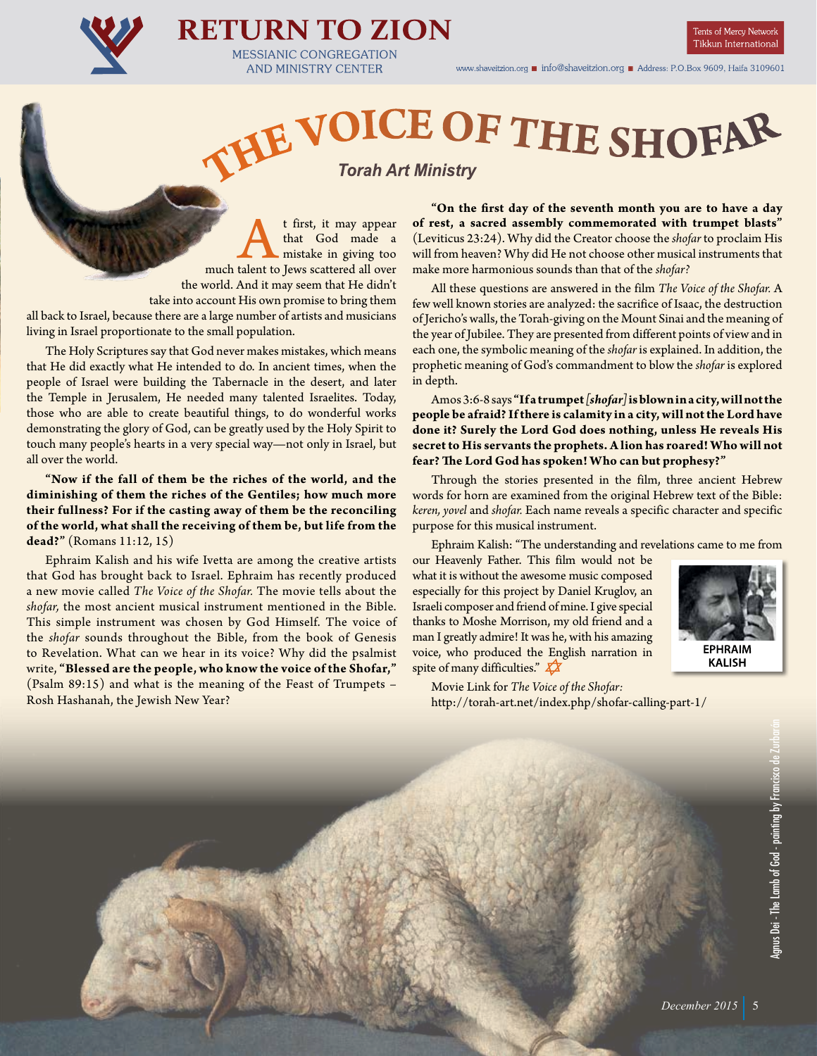# THE VOICE OF THE SHOFAR

### *Torah Art Ministry*

At first, it may appear that God made a mistake in giving too much talent to Jews scattered all over the world. And it may seem that He didn't take into account His own promise to bring them all back to Israel, because there are a large number of artists and musicians living in Israel proportionate to the small population.

The Holy Scriptures say that God never makes mistakes, which means that He did exactly what He intended to do. In ancient times, when the people of Israel were building the Tabernacle in the desert, and later the Temple in Jerusalem, He needed many talented Israelites. Today, those who are able to create beautiful things, to do wonderful works demonstrating the glory of God, can be greatly used by the Holy Spirit to touch many people's hearts in a very special way—not only in Israel, but all over the world.

**"Now if the fall of them be the riches of the world, and the diminishing of them the riches of the Gentiles; how much more their fullness? For if the casting away of them be the reconciling of the world, what shall the receiving of them be, but life from the dead?"** (Romans 11:12, 15)

Ephraim Kalish and his wife Ivetta are among the creative artists that God has brought back to Israel. Ephraim has recently produced a new movie called *The Voice of the Shofar.* The movie tells about the *shofar,* the most ancient musical instrument mentioned in the Bible. This simple instrument was chosen by God Himself. The voice of the *shofar* sounds throughout the Bible, from the book of Genesis to Revelation. What can we hear in its voice? Why did the psalmist write, **"Blessed are the people, who know the voice of the Shofar,"** (Psalm 89:15) and what is the meaning of the Feast of Trumpets – Rosh Hashanah, the Jewish New Year?

**"On the first day of the seventh month you are to have a day of rest, a sacred assembly commemorated with trumpet blasts"** (Leviticus 23:24). Why did the Creator choose the *shofar* to proclaim His will from heaven? Why did He not choose other musical instruments that make more harmonious sounds than that of the *shofar*?

All these questions are answered in the film *The Voice of the Shofar.* A few well known stories are analyzed: the sacrifice of Isaac, the destruction of Jericho's walls, the Torah-giving on the Mount Sinai and the meaning of the year of Jubilee. They are presented from different points of view and in each one, the symbolic meaning of the *shofar* is explained. In addition, the prophetic meaning of God's commandment to blow the *shofar* is explored in depth.

Amos 3:6-8 says **"If a trumpet *[shofar]* is blown in a city, will not the people be afraid? If there is calamity in a city, will not the Lord have done it? Surely the Lord God does nothing, unless He reveals His secret to His servants the prophets. A lion has roared! Who will not fear? The Lord God has spoken! Who can but prophesy?"**

Through the stories presented in the film, three ancient Hebrew words for horn are examined from the original Hebrew text of the Bible: *keren, yovel* and *shofar.* Each name reveals a specific character and specific purpose for this musical instrument.

Ephraim Kalish: "The understanding and revelations came to me from our Heavenly Father. This film would not be what it is without the awesome music composed especially for this project by Daniel Kruglov, an Israeli composer and friend of mine. I give special thanks to Moshe Morrison, my old friend and a man I greatly admire! It was he, with his amazing voice, who produced the English narration in spite of many difficulties."

EPHRAIM KALISH

Movie Link for *The Voice of the Shofar:*
http://torah-art.net/index.php/shofar-calling-part-1/

Agnus Dei - The Lamb of God - painting by Francisco de Zurbarán